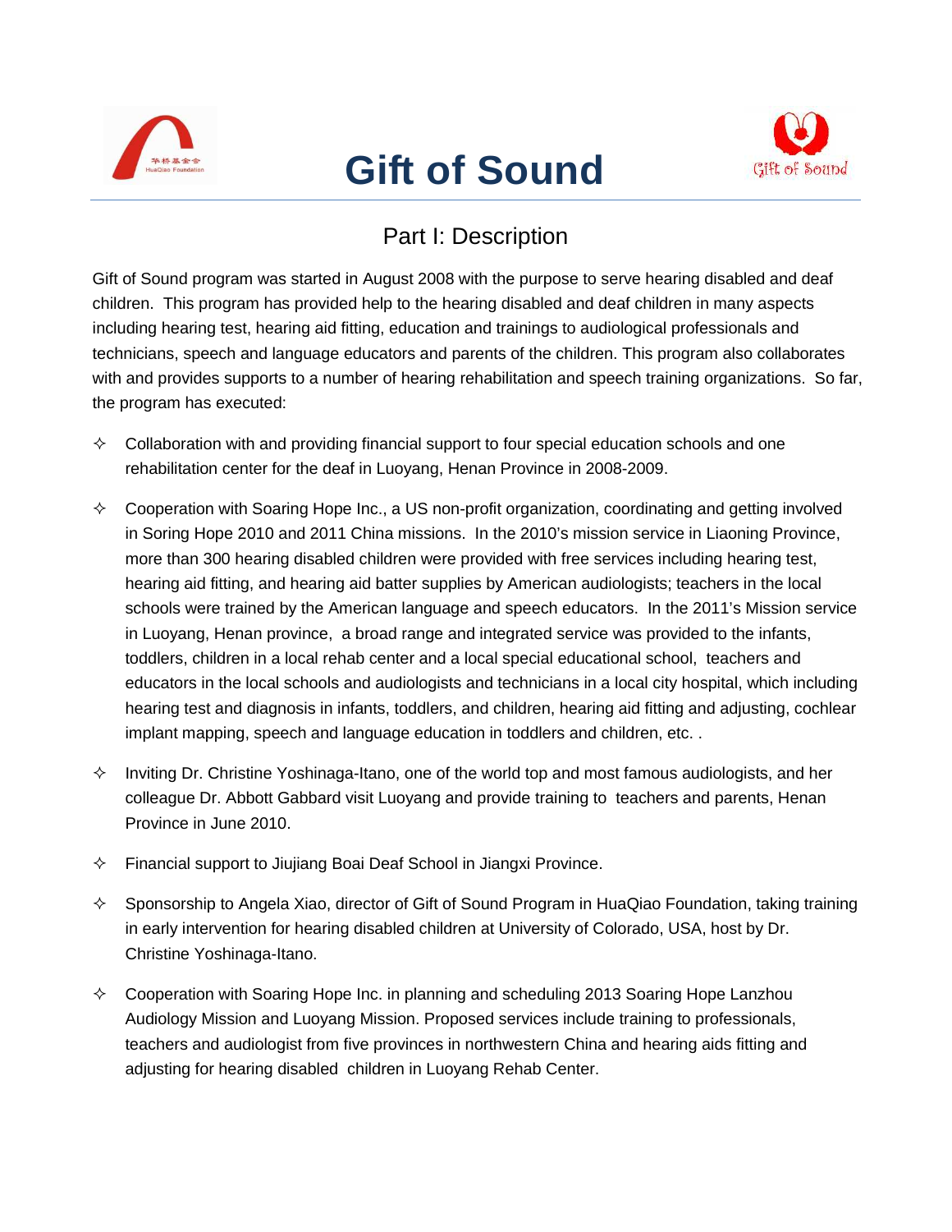# Gift of Sound

## Part I: Description

Gift of Sound program was started in August 2008 with the purpose to serve hearing disabled and deaf children. This program has provided help to the hearing disabled and deaf children in many aspects including hearing test, hearing aid fitting, education and trainings to audiological professionals and technicians, speech and language educators and parents of the children. This program also collaborates with and provides supports to a number of hearing rehabilitation and speech training organizations. So far, the program has executed:

- Collaboration with and providing financial support to four special education schools and one rehabilitation center for the deaf in Luoyang, Henan Province in 2008-2009.
- Cooperation with Soaring Hope Inc., a US non-profit organization, coordinating and getting involved in Soring Hope 2010 and 2011 China missions. In the 2010's mission service in Liaoning Province, more than 300 hearing disabled children were provided with free services including hearing test, hearing aid fitting, and hearing aid batter supplies by American audiologists; teachers in the local schools were trained by the American language and speech educators. In the 2011's Mission service in Luoyang, Henan province, a broad range and integrated service was provided to the infants, toddlers, children in a local rehab center and a local special educational school, teachers and educators in the local schools and audiologists and technicians in a local city hospital, which including hearing test and diagnosis in infants, toddlers, and children, hearing aid fitting and adjusting, cochlear implant mapping, speech and language education in toddlers and children, etc. .
- Inviting Dr. Christine Yoshinaga-Itano, one of the world top and most famous audiologists, and her colleague Dr. Abbott Gabbard visit Luoyang and provide training to teachers and parents, Henan Province in June 2010.
- Financial support to Jiujiang Boai Deaf School in Jiangxi Province.
- Sponsorship to Angela Xiao, director of Gift of Sound Program in HuaQiao Foundation, taking training in early intervention for hearing disabled children at University of Colorado, USA, host by Dr. Christine Yoshinaga-Itano.
- Cooperation with Soaring Hope Inc. in planning and scheduling 2013 Soaring Hope Lanzhou Audiology Mission and Luoyang Mission. Proposed services include training to professionals, teachers and audiologist from five provinces in northwestern China and hearing aids fitting and adjusting for hearing disabled children in Luoyang Rehab Center.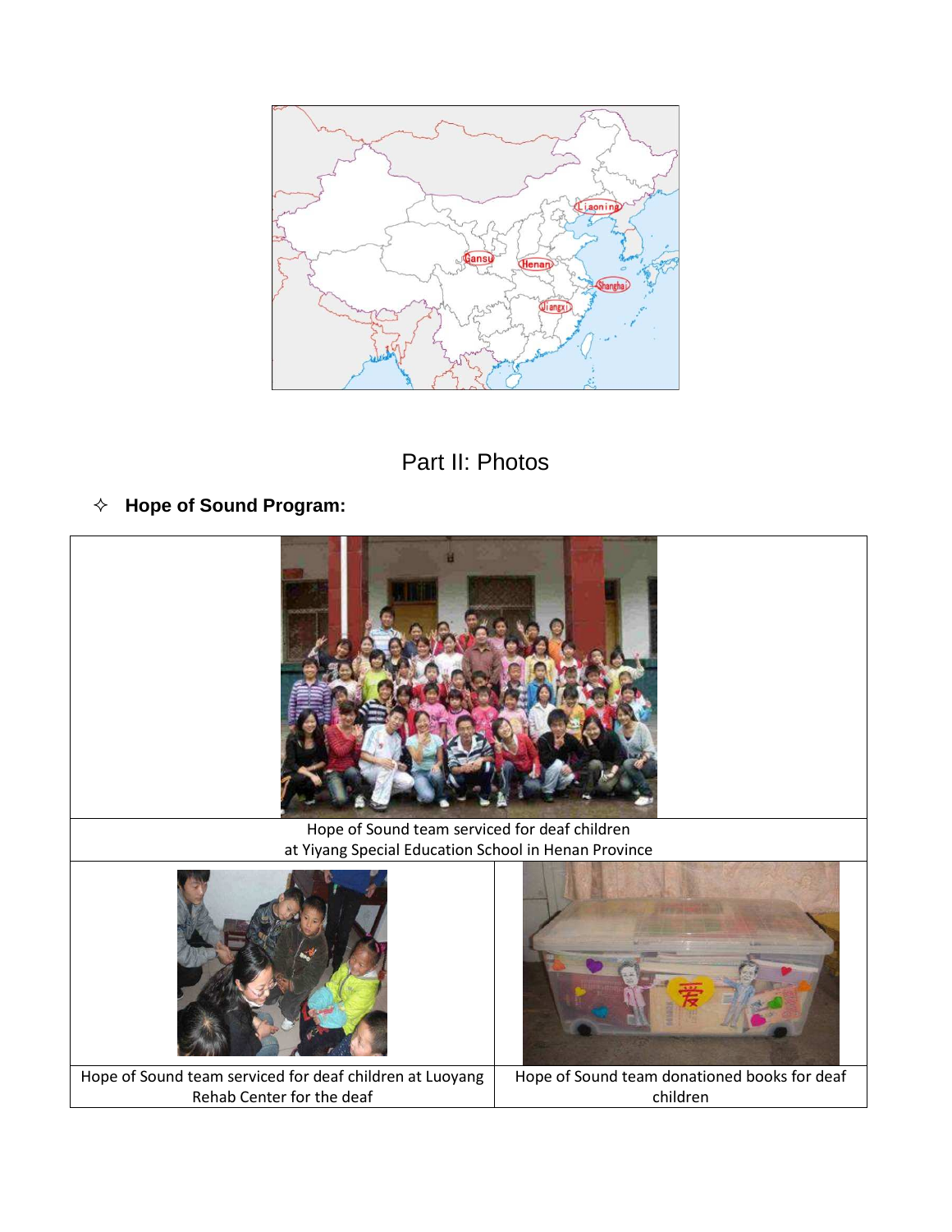## Part II: Photos

✧ **Hope of Sound Program:**

| | |
|---|---|
| Hope of Sound team serviced for deaf children at Yiyang Special Education School in Henan Province | |
| Hope of Sound team serviced for deaf children at Luoyang Rehab Center for the deaf | Hope of Sound team donationed books for deaf children |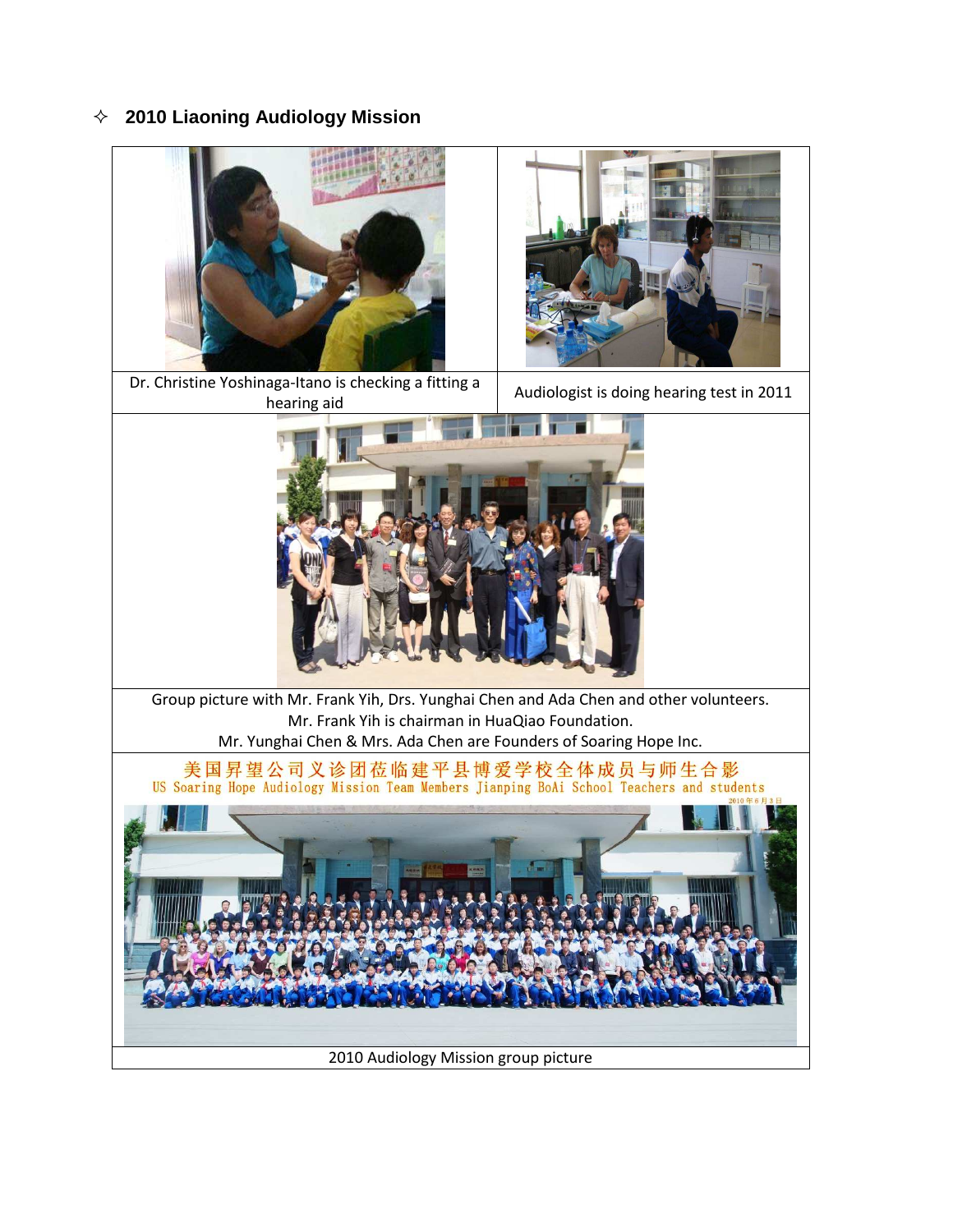## ✧ 2010 Liaoning Audiology Mission

| Dr. Christine Yoshinaga-Itano is checking a fitting a hearing aid | Audiologist is doing hearing test in 2011 |
|---|---|

Group picture with Mr. Frank Yih, Drs. Yunghai Chen and Ada Chen and other volunteers.
Mr. Frank Yih is chairman in HuaQiao Foundation.
Mr. Yunghai Chen & Mrs. Ada Chen are Founders of Soaring Hope Inc.

美国昇望公司义诊团莅临建平县博爱学校全体成员与师生合影
US Soaring Hope Audiology Mission Team Members Jianping BoAi School Teachers and students
2010年6月3日

2010 Audiology Mission group picture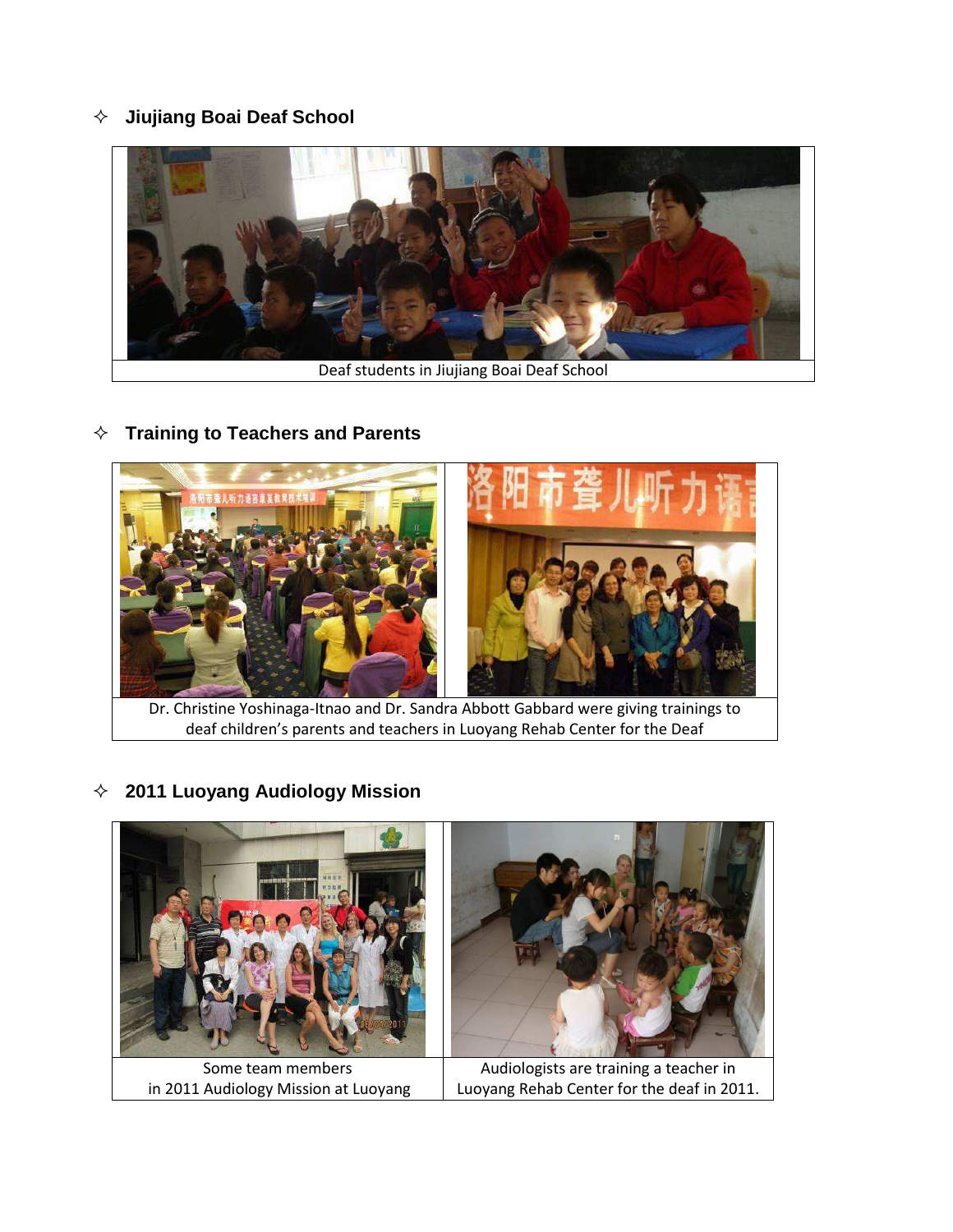- **Jiujiang Boai Deaf School**

Deaf students in Jiujiang Boai Deaf School

- **Training to Teachers and Parents**

Dr. Christine Yoshinaga-Itnao and Dr. Sandra Abbott Gabbard were giving trainings to deaf children's parents and teachers in Luoyang Rehab Center for the Deaf

- **2011 Luoyang Audiology Mission**

| | |
|---|---|
| Some team members in 2011 Audiology Mission at Luoyang | Audiologists are training a teacher in Luoyang Rehab Center for the deaf in 2011. |